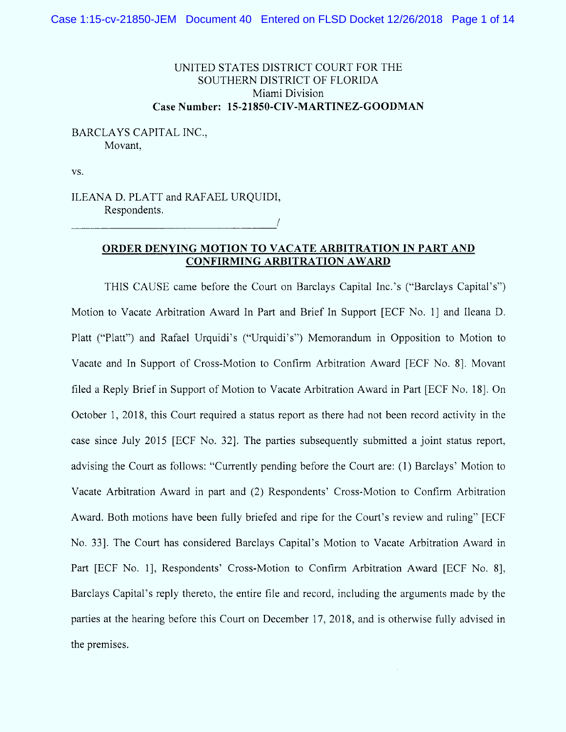UNITED STATES DISTRICT COURT FOR THE
SOUTHERN DISTRICT OF FLORIDA
Miami Division
**Case Number: 15-21850-CIV-MARTINEZ-GOODMAN**

BARCLAYS CAPITAL INC.,
Movant,

vs.

ILEANA D. PLATT and RAFAEL URQUIDI,
Respondents.
_______________________________________/

**ORDER DENYING MOTION TO VACATE ARBITRATION IN PART AND CONFIRMING ARBITRATION AWARD**

THIS CAUSE came before the Court on Barclays Capital Inc.'s ("Barclays Capital's") Motion to Vacate Arbitration Award In Part and Brief In Support [ECF No. 1] and Ileana D. Platt ("Platt") and Rafael Urquidi's ("Urquidi's") Memorandum in Opposition to Motion to Vacate and In Support of Cross-Motion to Confirm Arbitration Award [ECF No. 8]. Movant filed a Reply Brief in Support of Motion to Vacate Arbitration Award in Part [ECF No. 18]. On October 1, 2018, this Court required a status report as there had not been record activity in the case since July 2015 [ECF No. 32]. The parties subsequently submitted a joint status report, advising the Court as follows: "Currently pending before the Court are: (1) Barclays' Motion to Vacate Arbitration Award in part and (2) Respondents' Cross-Motion to Confirm Arbitration Award. Both motions have been fully briefed and ripe for the Court's review and ruling" [ECF No. 33]. The Court has considered Barclays Capital's Motion to Vacate Arbitration Award in Part [ECF No. 1], Respondents' Cross-Motion to Confirm Arbitration Award [ECF No. 8], Barclays Capital's reply thereto, the entire file and record, including the arguments made by the parties at the hearing before this Court on December 17, 2018, and is otherwise fully advised in the premises.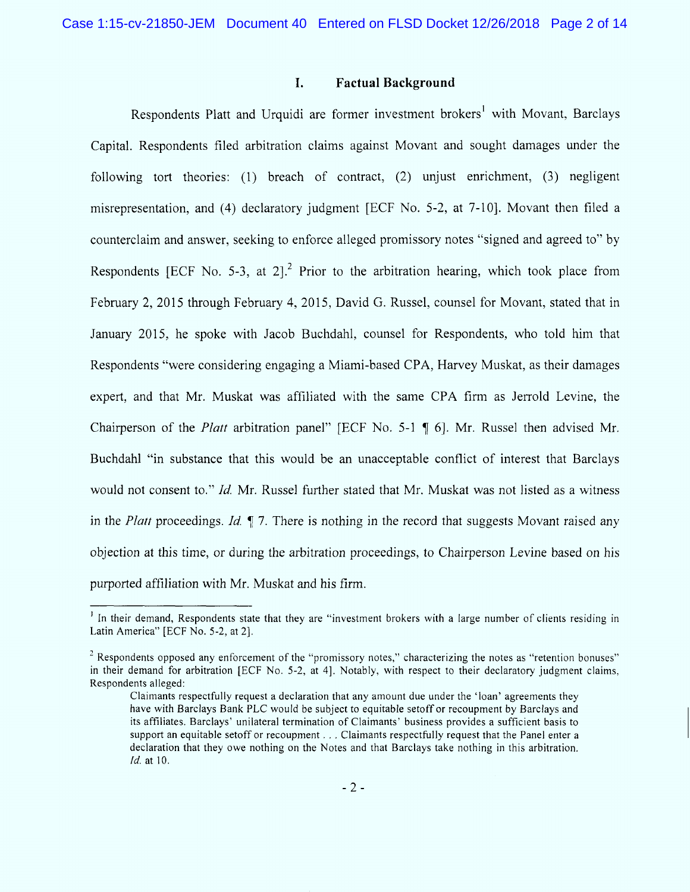## I. Factual Background

Respondents Platt and Urquidi are former investment brokers[1] with Movant, Barclays Capital. Respondents filed arbitration claims against Movant and sought damages under the following tort theories: (1) breach of contract, (2) unjust enrichment, (3) negligent misrepresentation, and (4) declaratory judgment [ECF No. 5-2, at 7-10]. Movant then filed a counterclaim and answer, seeking to enforce alleged promissory notes "signed and agreed to" by Respondents [ECF No. 5-3, at 2].[2] Prior to the arbitration hearing, which took place from February 2, 2015 through February 4, 2015, David G. Russel, counsel for Movant, stated that in January 2015, he spoke with Jacob Buchdahl, counsel for Respondents, who told him that Respondents "were considering engaging a Miami-based CPA, Harvey Muskat, as their damages expert, and that Mr. Muskat was affiliated with the same CPA firm as Jerrold Levine, the Chairperson of the *Platt* arbitration panel" [ECF No. 5-1 ¶ 6]. Mr. Russel then advised Mr. Buchdahl "in substance that this would be an unacceptable conflict of interest that Barclays would not consent to." *Id.* Mr. Russel further stated that Mr. Muskat was not listed as a witness in the *Platt* proceedings. *Id.* ¶ 7. There is nothing in the record that suggests Movant raised any objection at this time, or during the arbitration proceedings, to Chairperson Levine based on his purported affiliation with Mr. Muskat and his firm.

---

[1] In their demand, Respondents state that they are "investment brokers with a large number of clients residing in Latin America" [ECF No. 5-2, at 2].

[2] Respondents opposed any enforcement of the "promissory notes," characterizing the notes as "retention bonuses" in their demand for arbitration [ECF No. 5-2, at 4]. Notably, with respect to their declaratory judgment claims, Respondents alleged:

> Claimants respectfully request a declaration that any amount due under the 'loan' agreements they have with Barclays Bank PLC would be subject to equitable setoff or recoupment by Barclays and its affiliates. Barclays' unilateral termination of Claimants' business provides a sufficient basis to support an equitable setoff or recoupment . . . Claimants respectfully request that the Panel enter a declaration that they owe nothing on the Notes and that Barclays take nothing in this arbitration. *Id.* at 10.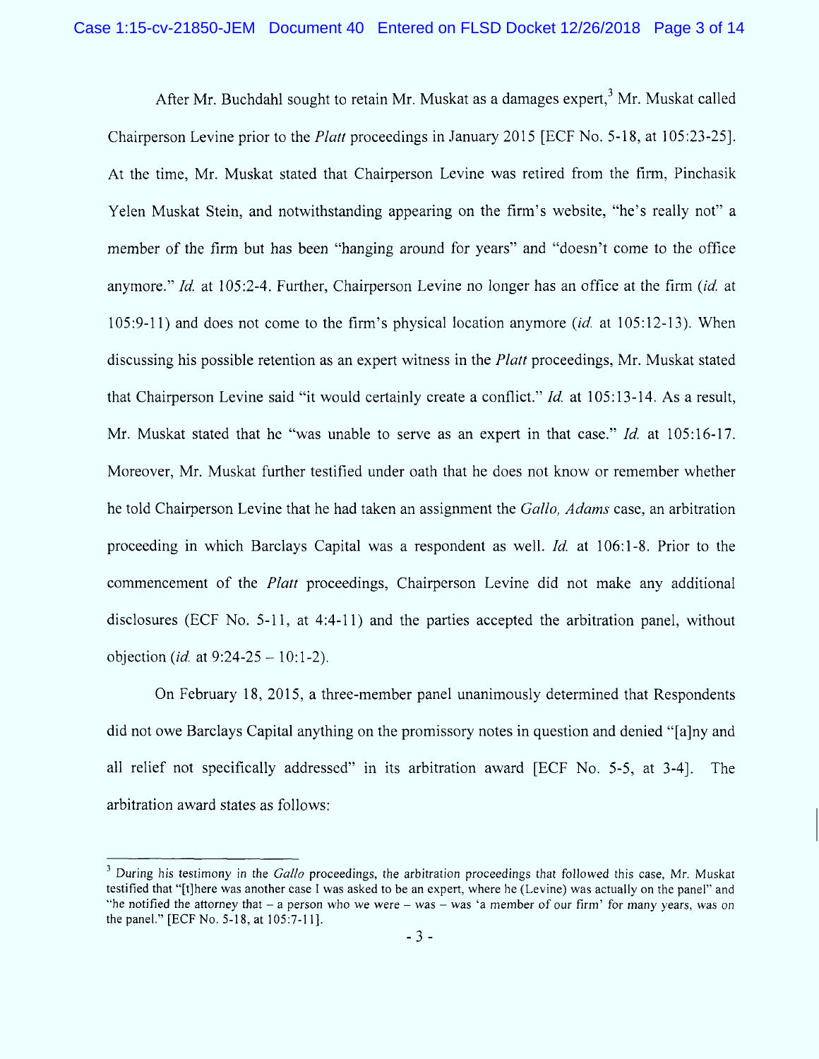After Mr. Buchdahl sought to retain Mr. Muskat as a damages expert,[3] Mr. Muskat called Chairperson Levine prior to the *Platt* proceedings in January 2015 [ECF No. 5-18, at 105:23-25]. At the time, Mr. Muskat stated that Chairperson Levine was retired from the firm, Pinchasik Yelen Muskat Stein, and notwithstanding appearing on the firm's website, "he's really not" a member of the firm but has been "hanging around for years" and "doesn't come to the office anymore." *Id.* at 105:2-4. Further, Chairperson Levine no longer has an office at the firm (*id.* at 105:9-11) and does not come to the firm's physical location anymore (*id.* at 105:12-13). When discussing his possible retention as an expert witness in the *Platt* proceedings, Mr. Muskat stated that Chairperson Levine said "it would certainly create a conflict." *Id.* at 105:13-14. As a result, Mr. Muskat stated that he "was unable to serve as an expert in that case." *Id.* at 105:16-17. Moreover, Mr. Muskat further testified under oath that he does not know or remember whether he told Chairperson Levine that he had taken an assignment the *Gallo, Adams* case, an arbitration proceeding in which Barclays Capital was a respondent as well. *Id.* at 106:1-8. Prior to the commencement of the *Platt* proceedings, Chairperson Levine did not make any additional disclosures (ECF No. 5-11, at 4:4-11) and the parties accepted the arbitration panel, without objection (*id.* at 9:24-25 – 10:1-2).

On February 18, 2015, a three-member panel unanimously determined that Respondents did not owe Barclays Capital anything on the promissory notes in question and denied "[a]ny and all relief not specifically addressed" in its arbitration award [ECF No. 5-5, at 3-4]. The arbitration award states as follows:

---

[3] During his testimony in the *Gallo* proceedings, the arbitration proceedings that followed this case, Mr. Muskat testified that "[t]here was another case I was asked to be an expert, where he (Levine) was actually on the panel" and "he notified the attorney that – a person who we were – was – was 'a member of our firm' for many years, was on the panel." [ECF No. 5-18, at 105:7-11].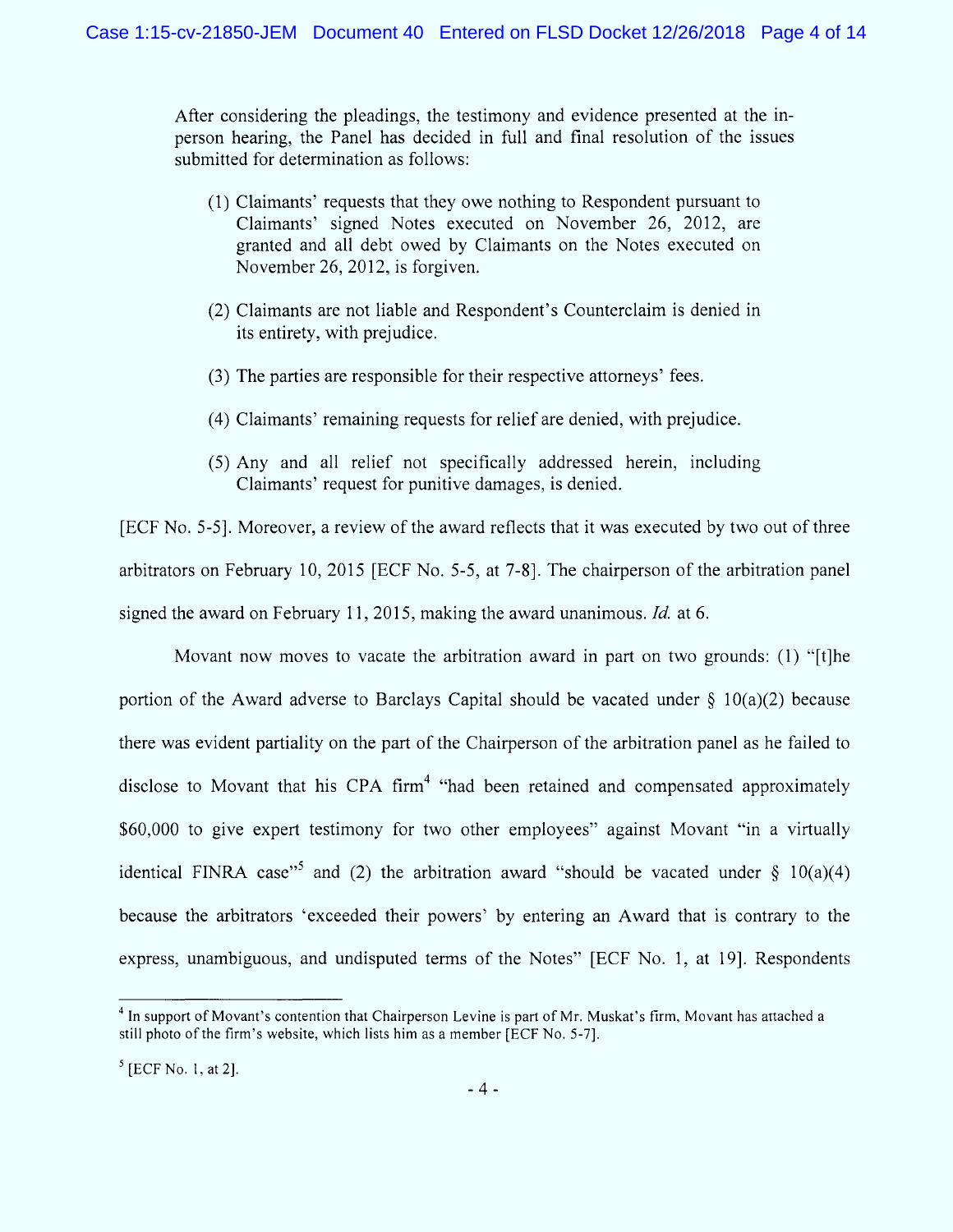After considering the pleadings, the testimony and evidence presented at the in-person hearing, the Panel has decided in full and final resolution of the issues submitted for determination as follows:

> (1) Claimants' requests that they owe nothing to Respondent pursuant to Claimants' signed Notes executed on November 26, 2012, are granted and all debt owed by Claimants on the Notes executed on November 26, 2012, is forgiven.
>
> (2) Claimants are not liable and Respondent's Counterclaim is denied in its entirety, with prejudice.
>
> (3) The parties are responsible for their respective attorneys' fees.
>
> (4) Claimants' remaining requests for relief are denied, with prejudice.
>
> (5) Any and all relief not specifically addressed herein, including Claimants' request for punitive damages, is denied.

[ECF No. 5-5]. Moreover, a review of the award reflects that it was executed by two out of three arbitrators on February 10, 2015 [ECF No. 5-5, at 7-8]. The chairperson of the arbitration panel signed the award on February 11, 2015, making the award unanimous. *Id.* at 6.

Movant now moves to vacate the arbitration award in part on two grounds: (1) "[t]he portion of the Award adverse to Barclays Capital should be vacated under § 10(a)(2) because there was evident partiality on the part of the Chairperson of the arbitration panel as he failed to disclose to Movant that his CPA firm[4] "had been retained and compensated approximately $60,000 to give expert testimony for two other employees" against Movant "in a virtually identical FINRA case"[5] and (2) the arbitration award "should be vacated under § 10(a)(4) because the arbitrators 'exceeded their powers' by entering an Award that is contrary to the express, unambiguous, and undisputed terms of the Notes" [ECF No. 1, at 19]. Respondents

---

[4] In support of Movant's contention that Chairperson Levine is part of Mr. Muskat's firm, Movant has attached a still photo of the firm's website, which lists him as a member [ECF No. 5-7].

[5] [ECF No. 1, at 2].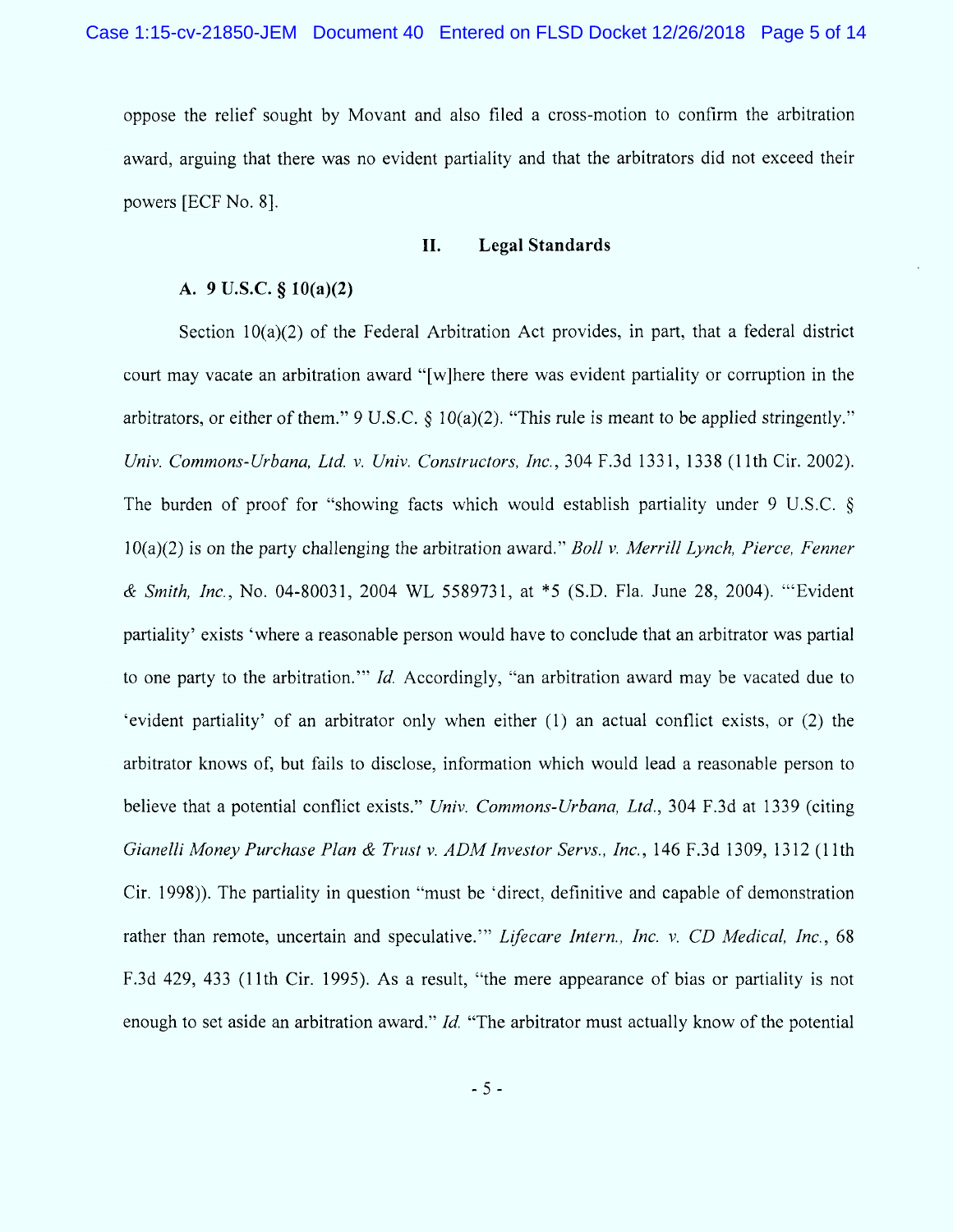oppose the relief sought by Movant and also filed a cross-motion to confirm the arbitration award, arguing that there was no evident partiality and that the arbitrators did not exceed their powers [ECF No. 8].

## II. Legal Standards

### A. 9 U.S.C. § 10(a)(2)

Section 10(a)(2) of the Federal Arbitration Act provides, in part, that a federal district court may vacate an arbitration award "[w]here there was evident partiality or corruption in the arbitrators, or either of them." 9 U.S.C. § 10(a)(2). "This rule is meant to be applied stringently." *Univ. Commons-Urbana, Ltd. v. Univ. Constructors, Inc.*, 304 F.3d 1331, 1338 (11th Cir. 2002). The burden of proof for "showing facts which would establish partiality under 9 U.S.C. § 10(a)(2) is on the party challenging the arbitration award." *Boll v. Merrill Lynch, Pierce, Fenner & Smith, Inc.*, No. 04-80031, 2004 WL 5589731, at *5 (S.D. Fla. June 28, 2004). "'Evident partiality' exists 'where a reasonable person would have to conclude that an arbitrator was partial to one party to the arbitration.'" *Id.* Accordingly, "an arbitration award may be vacated due to 'evident partiality' of an arbitrator only when either (1) an actual conflict exists, or (2) the arbitrator knows of, but fails to disclose, information which would lead a reasonable person to believe that a potential conflict exists." *Univ. Commons-Urbana, Ltd.*, 304 F.3d at 1339 (citing *Gianelli Money Purchase Plan & Trust v. ADM Investor Servs., Inc.*, 146 F.3d 1309, 1312 (11th Cir. 1998)). The partiality in question "must be 'direct, definitive and capable of demonstration rather than remote, uncertain and speculative.'" *Lifecare Intern., Inc. v. CD Medical, Inc.*, 68 F.3d 429, 433 (11th Cir. 1995). As a result, "the mere appearance of bias or partiality is not enough to set aside an arbitration award." *Id.* "The arbitrator must actually know of the potential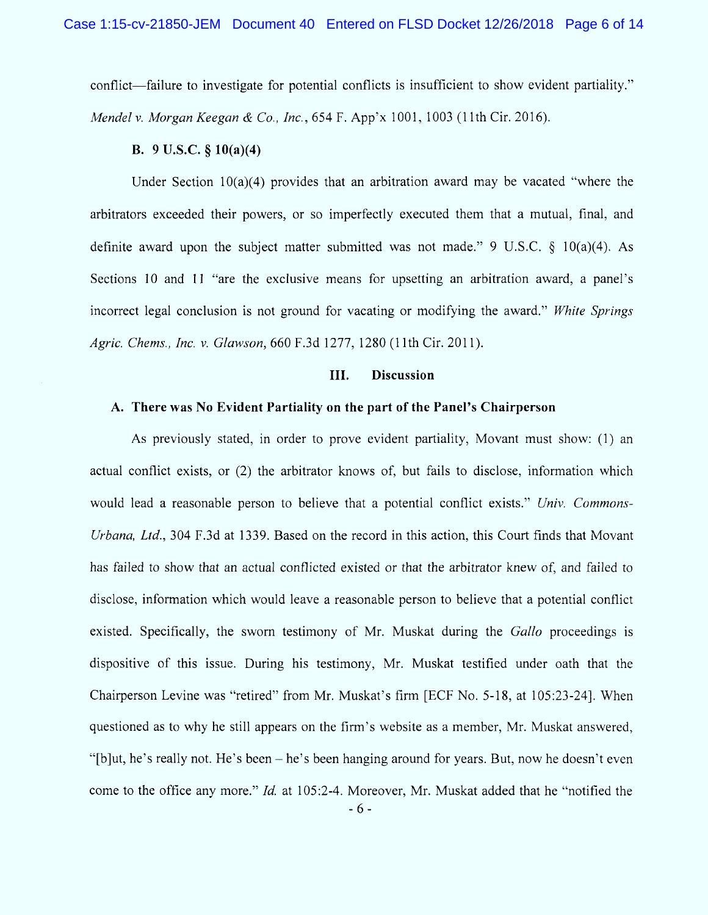conflict—failure to investigate for potential conflicts is insufficient to show evident partiality." *Mendel v. Morgan Keegan & Co., Inc.*, 654 F. App'x 1001, 1003 (11th Cir. 2016).

**B. 9 U.S.C. § 10(a)(4)**

Under Section 10(a)(4) provides that an arbitration award may be vacated "where the arbitrators exceeded their powers, or so imperfectly executed them that a mutual, final, and definite award upon the subject matter submitted was not made." 9 U.S.C. § 10(a)(4). As Sections 10 and 11 "are the exclusive means for upsetting an arbitration award, a panel's incorrect legal conclusion is not ground for vacating or modifying the award." *White Springs Agric. Chems., Inc. v. Glawson*, 660 F.3d 1277, 1280 (11th Cir. 2011).

## III. Discussion

### A. There was No Evident Partiality on the part of the Panel's Chairperson

As previously stated, in order to prove evident partiality, Movant must show: (1) an actual conflict exists, or (2) the arbitrator knows of, but fails to disclose, information which would lead a reasonable person to believe that a potential conflict exists." *Univ. Commons-Urbana, Ltd.*, 304 F.3d at 1339. Based on the record in this action, this Court finds that Movant has failed to show that an actual conflicted existed or that the arbitrator knew of, and failed to disclose, information which would leave a reasonable person to believe that a potential conflict existed. Specifically, the sworn testimony of Mr. Muskat during the *Gallo* proceedings is dispositive of this issue. During his testimony, Mr. Muskat testified under oath that the Chairperson Levine was "retired" from Mr. Muskat's firm [ECF No. 5-18, at 105:23-24]. When questioned as to why he still appears on the firm's website as a member, Mr. Muskat answered, "[b]ut, he's really not. He's been – he's been hanging around for years. But, now he doesn't even come to the office any more." *Id.* at 105:2-4. Moreover, Mr. Muskat added that he "notified the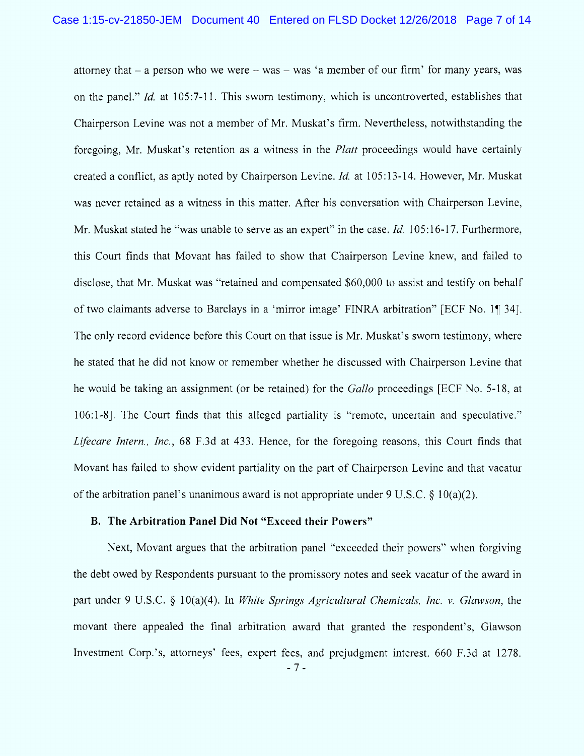attorney that – a person who we were – was – was 'a member of our firm' for many years, was on the panel." *Id.* at 105:7-11. This sworn testimony, which is uncontroverted, establishes that Chairperson Levine was not a member of Mr. Muskat's firm. Nevertheless, notwithstanding the foregoing, Mr. Muskat's retention as a witness in the *Platt* proceedings would have certainly created a conflict, as aptly noted by Chairperson Levine. *Id.* at 105:13-14. However, Mr. Muskat was never retained as a witness in this matter. After his conversation with Chairperson Levine, Mr. Muskat stated he "was unable to serve as an expert" in the case. *Id.* 105:16-17. Furthermore, this Court finds that Movant has failed to show that Chairperson Levine knew, and failed to disclose, that Mr. Muskat was "retained and compensated $60,000 to assist and testify on behalf of two claimants adverse to Barclays in a 'mirror image' FINRA arbitration" [ECF No. 1¶ 34]. The only record evidence before this Court on that issue is Mr. Muskat's sworn testimony, where he stated that he did not know or remember whether he discussed with Chairperson Levine that he would be taking an assignment (or be retained) for the *Gallo* proceedings [ECF No. 5-18, at 106:1-8]. The Court finds that this alleged partiality is "remote, uncertain and speculative." *Lifecare Intern., Inc.*, 68 F.3d at 433. Hence, for the foregoing reasons, this Court finds that Movant has failed to show evident partiality on the part of Chairperson Levine and that vacatur of the arbitration panel's unanimous award is not appropriate under 9 U.S.C. § 10(a)(2).

### B. The Arbitration Panel Did Not "Exceed their Powers"

Next, Movant argues that the arbitration panel "exceeded their powers" when forgiving the debt owed by Respondents pursuant to the promissory notes and seek vacatur of the award in part under 9 U.S.C. § 10(a)(4). In *White Springs Agricultural Chemicals, Inc. v. Glawson*, the movant there appealed the final arbitration award that granted the respondent's, Glawson Investment Corp.'s, attorneys' fees, expert fees, and prejudgment interest. 660 F.3d at 1278.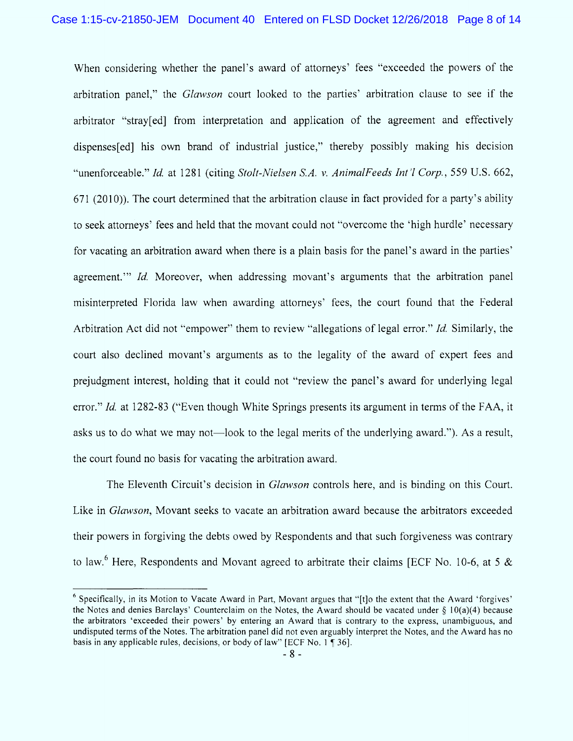When considering whether the panel's award of attorneys' fees "exceeded the powers of the arbitration panel," the *Glawson* court looked to the parties' arbitration clause to see if the arbitrator "stray[ed] from interpretation and application of the agreement and effectively dispenses[ed] his own brand of industrial justice," thereby possibly making his decision "unenforceable." *Id.* at 1281 (citing *Stolt-Nielsen S.A. v. AnimalFeeds Int'l Corp.*, 559 U.S. 662, 671 (2010)). The court determined that the arbitration clause in fact provided for a party's ability to seek attorneys' fees and held that the movant could not "overcome the 'high hurdle' necessary for vacating an arbitration award when there is a plain basis for the panel's award in the parties' agreement.'" *Id.* Moreover, when addressing movant's arguments that the arbitration panel misinterpreted Florida law when awarding attorneys' fees, the court found that the Federal Arbitration Act did not "empower" them to review "allegations of legal error." *Id.* Similarly, the court also declined movant's arguments as to the legality of the award of expert fees and prejudgment interest, holding that it could not "review the panel's award for underlying legal error." *Id.* at 1282-83 ("Even though White Springs presents its argument in terms of the FAA, it asks us to do what we may not—look to the legal merits of the underlying award."). As a result, the court found no basis for vacating the arbitration award.

The Eleventh Circuit's decision in *Glawson* controls here, and is binding on this Court. Like in *Glawson*, Movant seeks to vacate an arbitration award because the arbitrators exceeded their powers in forgiving the debts owed by Respondents and that such forgiveness was contrary to law.[6] Here, Respondents and Movant agreed to arbitrate their claims [ECF No. 10-6, at 5 &

---

[6] Specifically, in its Motion to Vacate Award in Part, Movant argues that "[t]o the extent that the Award 'forgives' the Notes and denies Barclays' Counterclaim on the Notes, the Award should be vacated under § 10(a)(4) because the arbitrators 'exceeded their powers' by entering an Award that is contrary to the express, unambiguous, and undisputed terms of the Notes. The arbitration panel did not even arguably interpret the Notes, and the Award has no basis in any applicable rules, decisions, or body of law" [ECF No. 1 ¶ 36].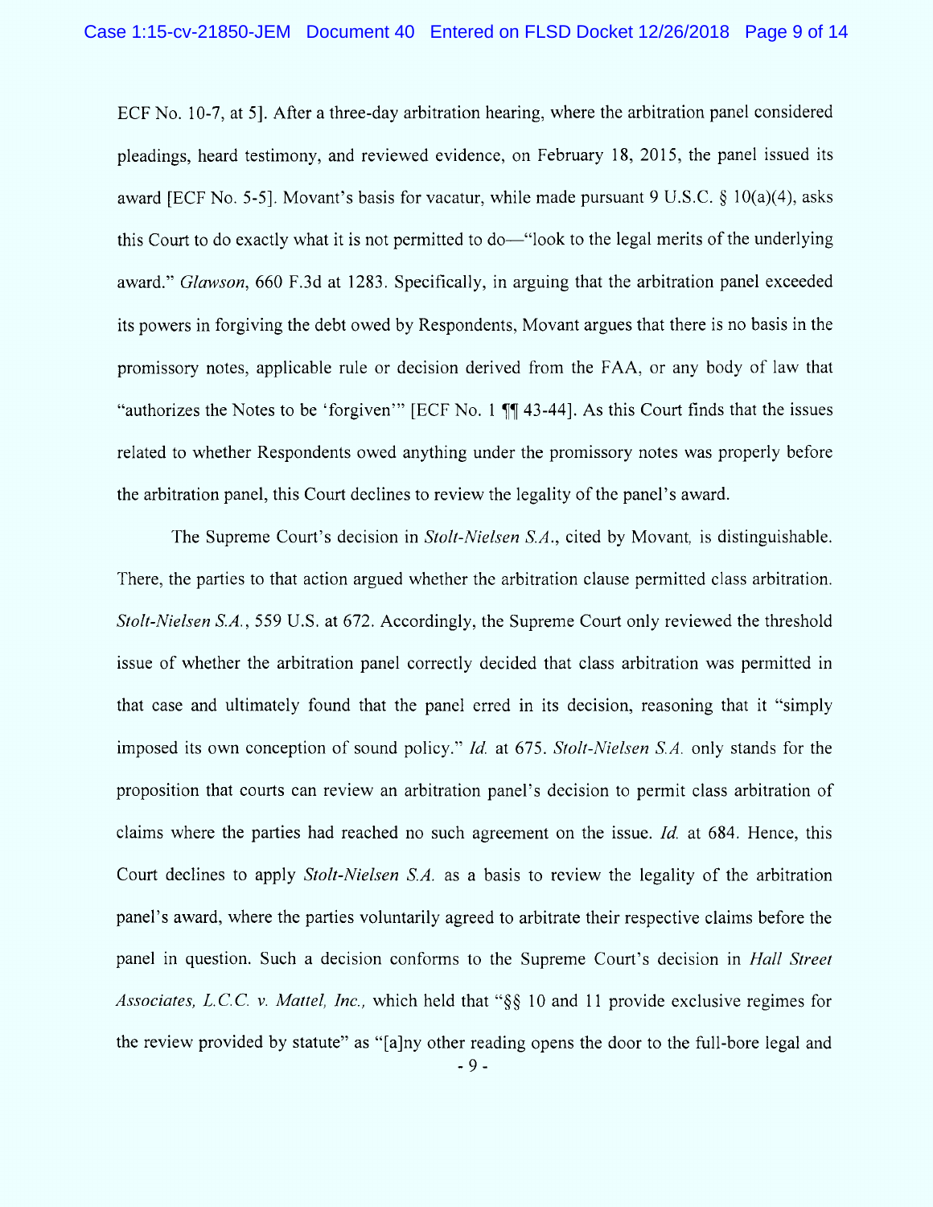ECF No. 10-7, at 5]. After a three-day arbitration hearing, where the arbitration panel considered pleadings, heard testimony, and reviewed evidence, on February 18, 2015, the panel issued its award [ECF No. 5-5]. Movant's basis for vacatur, while made pursuant 9 U.S.C. § 10(a)(4), asks this Court to do exactly what it is not permitted to do—"look to the legal merits of the underlying award." *Glawson*, 660 F.3d at 1283. Specifically, in arguing that the arbitration panel exceeded its powers in forgiving the debt owed by Respondents, Movant argues that there is no basis in the promissory notes, applicable rule or decision derived from the FAA, or any body of law that "authorizes the Notes to be 'forgiven'" [ECF No. 1 ¶¶ 43-44]. As this Court finds that the issues related to whether Respondents owed anything under the promissory notes was properly before the arbitration panel, this Court declines to review the legality of the panel's award.

The Supreme Court's decision in *Stolt-Nielsen S.A.*, cited by Movant, is distinguishable. There, the parties to that action argued whether the arbitration clause permitted class arbitration. *Stolt-Nielsen S.A.*, 559 U.S. at 672. Accordingly, the Supreme Court only reviewed the threshold issue of whether the arbitration panel correctly decided that class arbitration was permitted in that case and ultimately found that the panel erred in its decision, reasoning that it "simply imposed its own conception of sound policy." *Id.* at 675. *Stolt-Nielsen S.A.* only stands for the proposition that courts can review an arbitration panel's decision to permit class arbitration of claims where the parties had reached no such agreement on the issue. *Id.* at 684. Hence, this Court declines to apply *Stolt-Nielsen S.A.* as a basis to review the legality of the arbitration panel's award, where the parties voluntarily agreed to arbitrate their respective claims before the panel in question. Such a decision conforms to the Supreme Court's decision in *Hall Street Associates, L.C.C. v. Mattel, Inc.*, which held that "§§ 10 and 11 provide exclusive regimes for the review provided by statute" as "[a]ny other reading opens the door to the full-bore legal and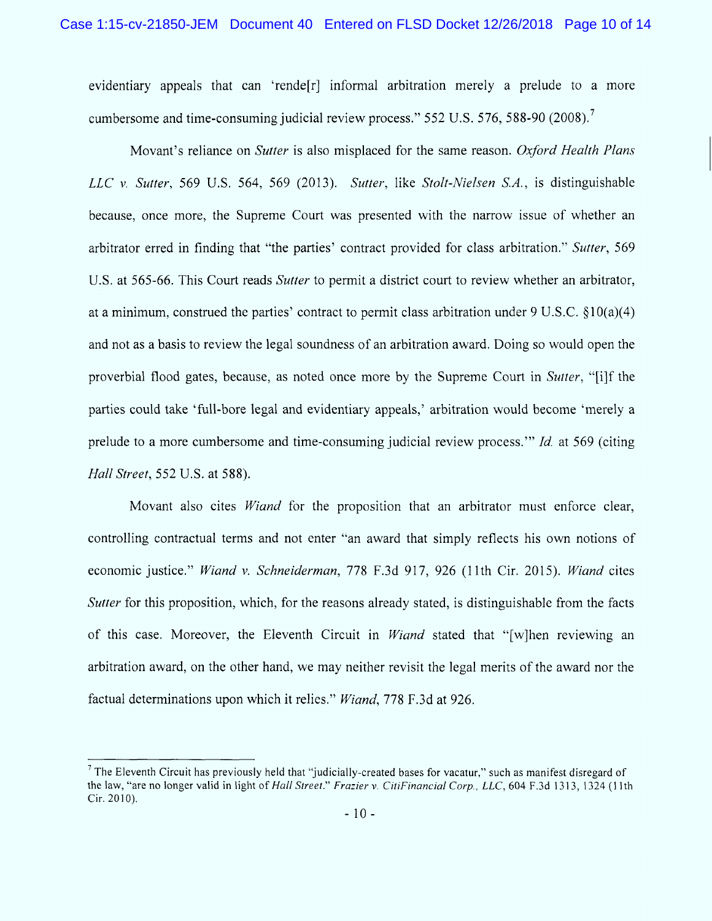evidentiary appeals that can 'rende[r] informal arbitration merely a prelude to a more cumbersome and time-consuming judicial review process." 552 U.S. 576, 588-90 (2008).[7]

Movant's reliance on *Sutter* is also misplaced for the same reason. *Oxford Health Plans LLC v. Sutter*, 569 U.S. 564, 569 (2013). *Sutter*, like *Stolt-Nielsen S.A.*, is distinguishable because, once more, the Supreme Court was presented with the narrow issue of whether an arbitrator erred in finding that "the parties' contract provided for class arbitration." *Sutter*, 569 U.S. at 565-66. This Court reads *Sutter* to permit a district court to review whether an arbitrator, at a minimum, construed the parties' contract to permit class arbitration under 9 U.S.C. §10(a)(4) and not as a basis to review the legal soundness of an arbitration award. Doing so would open the proverbial flood gates, because, as noted once more by the Supreme Court in *Sutter*, "[i]f the parties could take 'full-bore legal and evidentiary appeals,' arbitration would become 'merely a prelude to a more cumbersome and time-consuming judicial review process.'" *Id.* at 569 (citing *Hall Street*, 552 U.S. at 588).

Movant also cites *Wiand* for the proposition that an arbitrator must enforce clear, controlling contractual terms and not enter "an award that simply reflects his own notions of economic justice." *Wiand v. Schneiderman*, 778 F.3d 917, 926 (11th Cir. 2015). *Wiand* cites *Sutter* for this proposition, which, for the reasons already stated, is distinguishable from the facts of this case. Moreover, the Eleventh Circuit in *Wiand* stated that "[w]hen reviewing an arbitration award, on the other hand, we may neither revisit the legal merits of the award nor the factual determinations upon which it relies." *Wiand*, 778 F.3d at 926.

[7] The Eleventh Circuit has previously held that "judicially-created bases for vacatur," such as manifest disregard of the law, "are no longer valid in light of *Hall Street*." *Frazier v. CitiFinancial Corp., LLC*, 604 F.3d 1313, 1324 (11th Cir. 2010).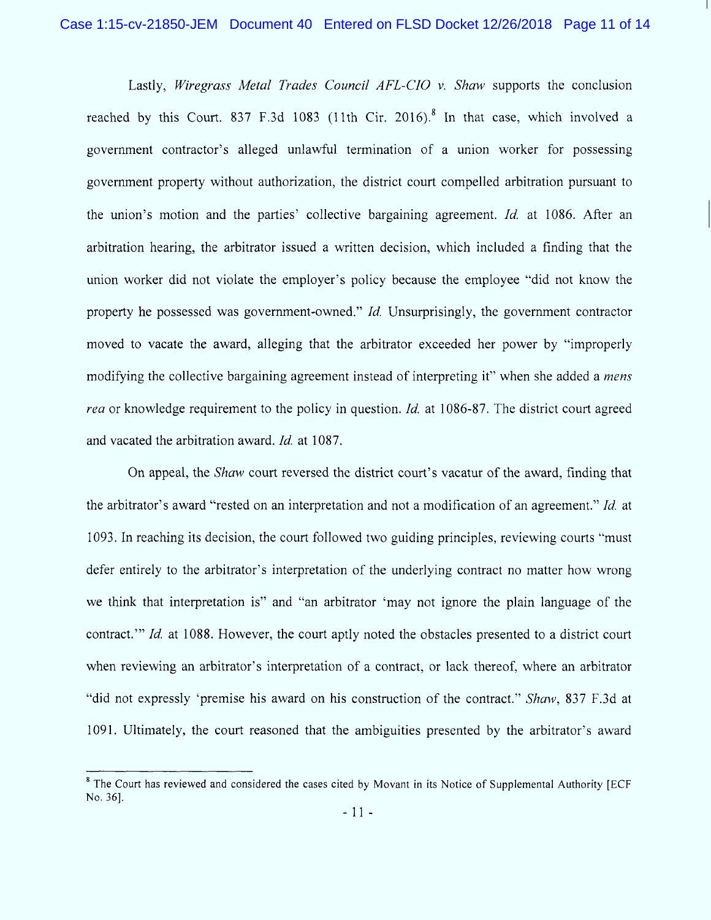Lastly, *Wiregrass Metal Trades Council AFL-CIO v. Shaw* supports the conclusion reached by this Court. 837 F.3d 1083 (11th Cir. 2016).[8] In that case, which involved a government contractor's alleged unlawful termination of a union worker for possessing government property without authorization, the district court compelled arbitration pursuant to the union's motion and the parties' collective bargaining agreement. *Id.* at 1086. After an arbitration hearing, the arbitrator issued a written decision, which included a finding that the union worker did not violate the employer's policy because the employee "did not know the property he possessed was government-owned." *Id.* Unsurprisingly, the government contractor moved to vacate the award, alleging that the arbitrator exceeded her power by "improperly modifying the collective bargaining agreement instead of interpreting it" when she added a *mens rea* or knowledge requirement to the policy in question. *Id.* at 1086-87. The district court agreed and vacated the arbitration award. *Id.* at 1087.

On appeal, the *Shaw* court reversed the district court's vacatur of the award, finding that the arbitrator's award "rested on an interpretation and not a modification of an agreement." *Id.* at 1093. In reaching its decision, the court followed two guiding principles, reviewing courts "must defer entirely to the arbitrator's interpretation of the underlying contract no matter how wrong we think that interpretation is" and "an arbitrator 'may not ignore the plain language of the contract.'" *Id.* at 1088. However, the court aptly noted the obstacles presented to a district court when reviewing an arbitrator's interpretation of a contract, or lack thereof, where an arbitrator "did not expressly 'premise his award on his construction of the contract." *Shaw*, 837 F.3d at 1091. Ultimately, the court reasoned that the ambiguities presented by the arbitrator's award

[8] The Court has reviewed and considered the cases cited by Movant in its Notice of Supplemental Authority [ECF No. 36].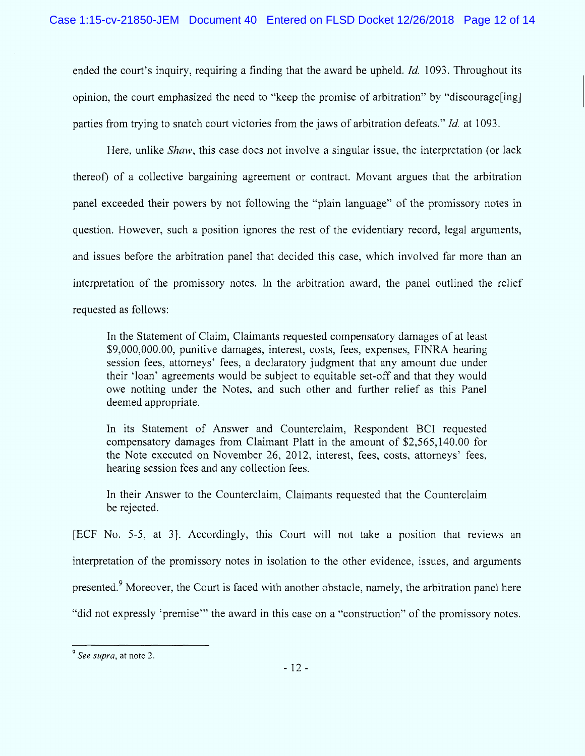ended the court's inquiry, requiring a finding that the award be upheld. *Id.* 1093. Throughout its opinion, the court emphasized the need to "keep the promise of arbitration" by "discourage[ing] parties from trying to snatch court victories from the jaws of arbitration defeats." *Id.* at 1093.

Here, unlike *Shaw*, this case does not involve a singular issue, the interpretation (or lack thereof) of a collective bargaining agreement or contract. Movant argues that the arbitration panel exceeded their powers by not following the "plain language" of the promissory notes in question. However, such a position ignores the rest of the evidentiary record, legal arguments, and issues before the arbitration panel that decided this case, which involved far more than an interpretation of the promissory notes. In the arbitration award, the panel outlined the relief requested as follows:

> In the Statement of Claim, Claimants requested compensatory damages of at least $9,000,000.00, punitive damages, interest, costs, fees, expenses, FINRA hearing session fees, attorneys' fees, a declaratory judgment that any amount due under their 'loan' agreements would be subject to equitable set-off and that they would owe nothing under the Notes, and such other and further relief as this Panel deemed appropriate.
>
> In its Statement of Answer and Counterclaim, Respondent BCI requested compensatory damages from Claimant Platt in the amount of $2,565,140.00 for the Note executed on November 26, 2012, interest, fees, costs, attorneys' fees, hearing session fees and any collection fees.
>
> In their Answer to the Counterclaim, Claimants requested that the Counterclaim be rejected.

[ECF No. 5-5, at 3]. Accordingly, this Court will not take a position that reviews an interpretation of the promissory notes in isolation to the other evidence, issues, and arguments presented.[9] Moreover, the Court is faced with another obstacle, namely, the arbitration panel here "did not expressly 'premise'" the award in this case on a "construction" of the promissory notes.

[9] *See supra*, at note 2.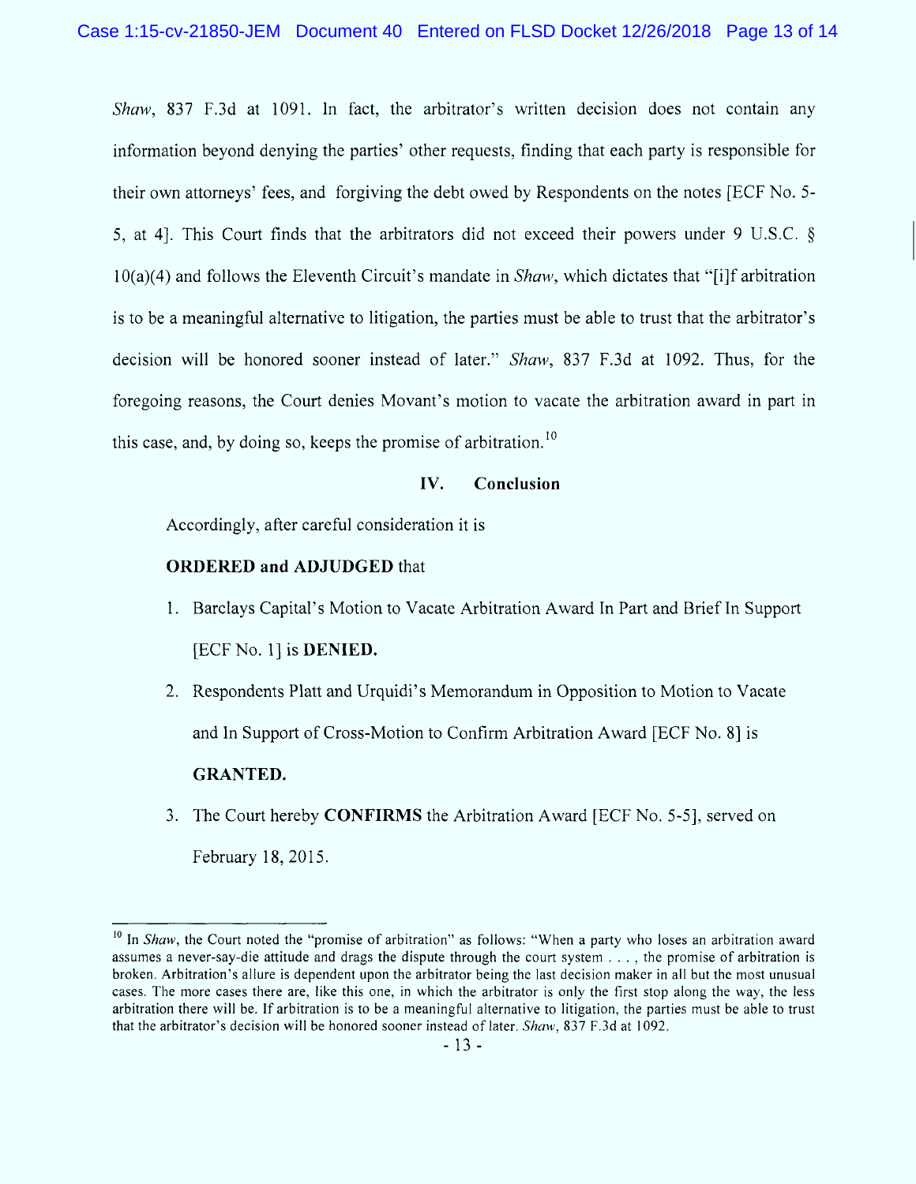*Shaw*, 837 F.3d at 1091. In fact, the arbitrator's written decision does not contain any information beyond denying the parties' other requests, finding that each party is responsible for their own attorneys' fees, and forgiving the debt owed by Respondents on the notes [ECF No. 5-5, at 4]. This Court finds that the arbitrators did not exceed their powers under 9 U.S.C. § 10(a)(4) and follows the Eleventh Circuit's mandate in *Shaw*, which dictates that "[i]f arbitration is to be a meaningful alternative to litigation, the parties must be able to trust that the arbitrator's decision will be honored sooner instead of later." *Shaw*, 837 F.3d at 1092. Thus, for the foregoing reasons, the Court denies Movant's motion to vacate the arbitration award in part in this case, and, by doing so, keeps the promise of arbitration.[10]

## IV. Conclusion

Accordingly, after careful consideration it is

**ORDERED and ADJUDGED** that

1. Barclays Capital's Motion to Vacate Arbitration Award In Part and Brief In Support [ECF No. 1] is **DENIED.**
2. Respondents Platt and Urquidi's Memorandum in Opposition to Motion to Vacate and In Support of Cross-Motion to Confirm Arbitration Award [ECF No. 8] is **GRANTED.**
3. The Court hereby **CONFIRMS** the Arbitration Award [ECF No. 5-5], served on February 18, 2015.

---

[10] In *Shaw*, the Court noted the "promise of arbitration" as follows: "When a party who loses an arbitration award assumes a never-say-die attitude and drags the dispute through the court system . . . , the promise of arbitration is broken. Arbitration's allure is dependent upon the arbitrator being the last decision maker in all but the most unusual cases. The more cases there are, like this one, in which the arbitrator is only the first stop along the way, the less arbitration there will be. If arbitration is to be a meaningful alternative to litigation, the parties must be able to trust that the arbitrator's decision will be honored sooner instead of later. *Shaw*, 837 F.3d at 1092.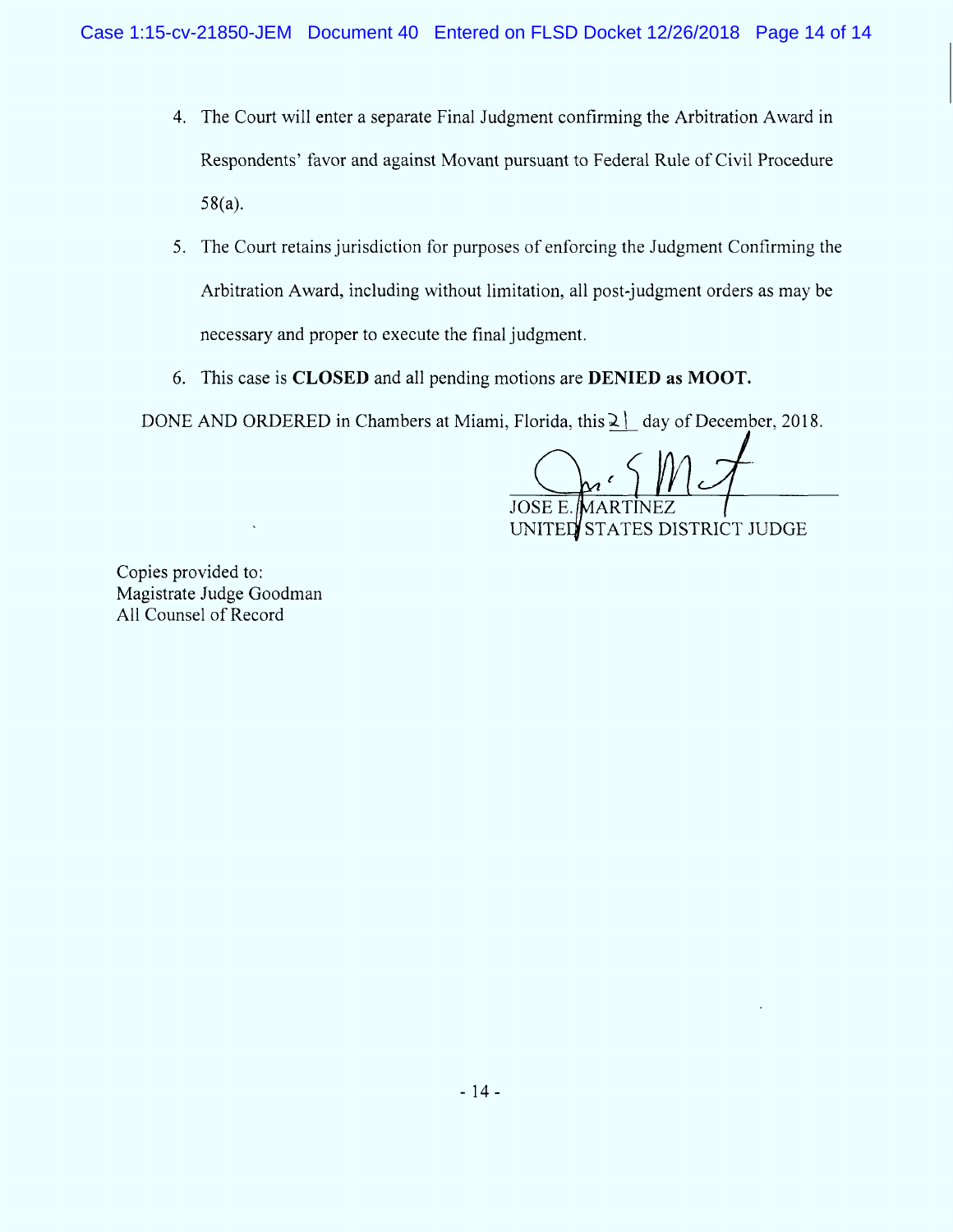4. The Court will enter a separate Final Judgment confirming the Arbitration Award in Respondents' favor and against Movant pursuant to Federal Rule of Civil Procedure 58(a).

5. The Court retains jurisdiction for purposes of enforcing the Judgment Confirming the Arbitration Award, including without limitation, all post-judgment orders as may be necessary and proper to execute the final judgment.

6. This case is **CLOSED** and all pending motions are **DENIED as MOOT.**

DONE AND ORDERED in Chambers at Miami, Florida, this 21 day of December, 2018.

JOSE E. MARTINEZ
UNITED STATES DISTRICT JUDGE

Copies provided to:
Magistrate Judge Goodman
All Counsel of Record